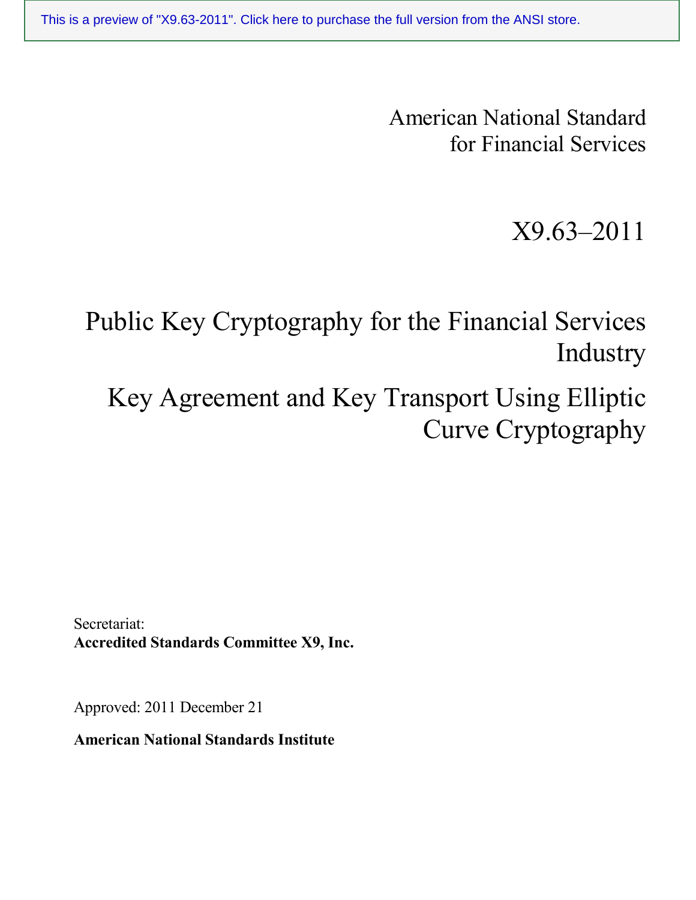This is a preview of "X9.63-2011". Click here to purchase the full version from the ANSI store.

American National Standard
for Financial Services

# X9.63–2011

# Public Key Cryptography for the Financial Services Industry

# Key Agreement and Key Transport Using Elliptic Curve Cryptography

Secretariat:
**Accredited Standards Committee X9, Inc.**

Approved: 2011 December 21

**American National Standards Institute**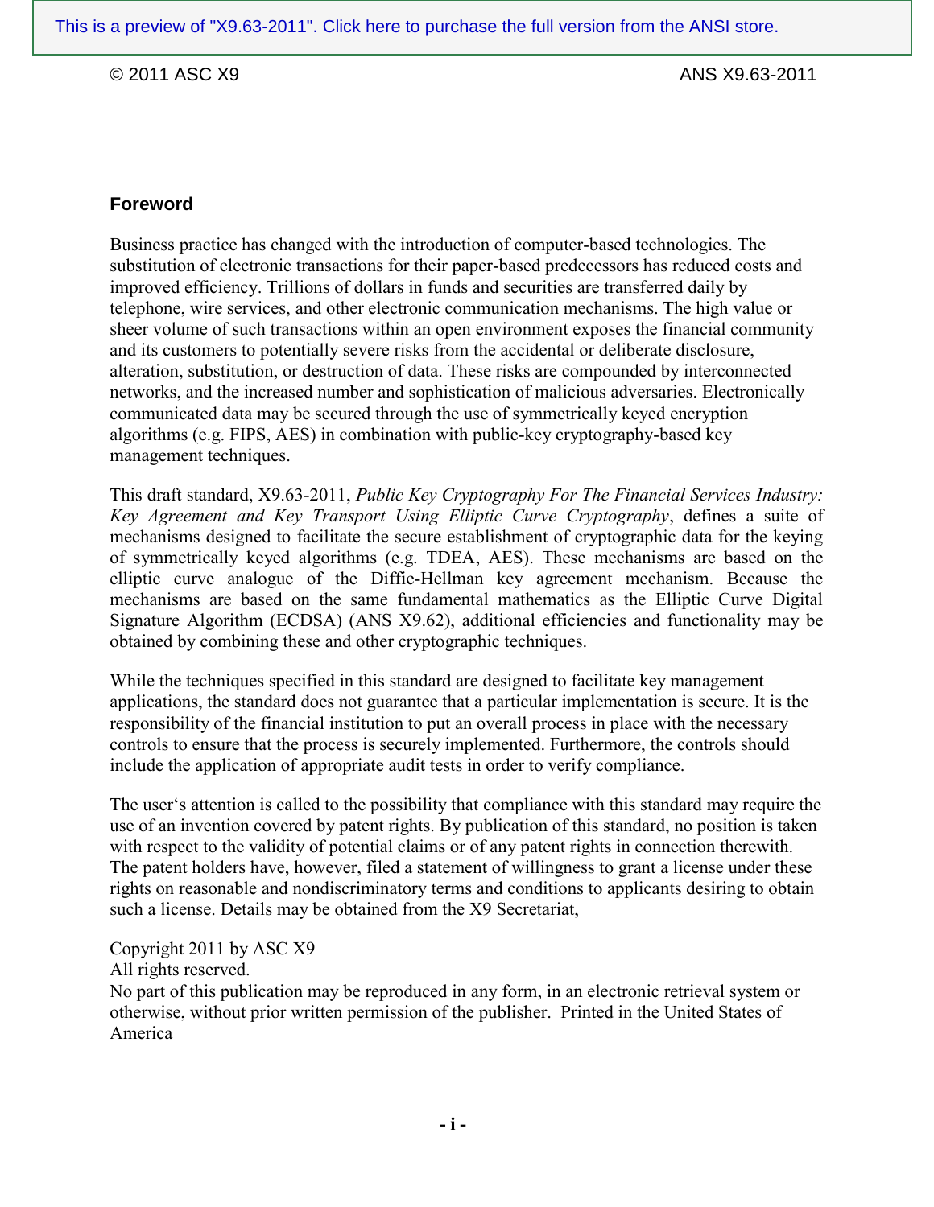## Foreword

Business practice has changed with the introduction of computer-based technologies. The substitution of electronic transactions for their paper-based predecessors has reduced costs and improved efficiency. Trillions of dollars in funds and securities are transferred daily by telephone, wire services, and other electronic communication mechanisms. The high value or sheer volume of such transactions within an open environment exposes the financial community and its customers to potentially severe risks from the accidental or deliberate disclosure, alteration, substitution, or destruction of data. These risks are compounded by interconnected networks, and the increased number and sophistication of malicious adversaries. Electronically communicated data may be secured through the use of symmetrically keyed encryption algorithms (e.g. FIPS, AES) in combination with public-key cryptography-based key management techniques.

This draft standard, X9.63-2011, *Public Key Cryptography For The Financial Services Industry: Key Agreement and Key Transport Using Elliptic Curve Cryptography*, defines a suite of mechanisms designed to facilitate the secure establishment of cryptographic data for the keying of symmetrically keyed algorithms (e.g. TDEA, AES). These mechanisms are based on the elliptic curve analogue of the Diffie-Hellman key agreement mechanism. Because the mechanisms are based on the same fundamental mathematics as the Elliptic Curve Digital Signature Algorithm (ECDSA) (ANS X9.62), additional efficiencies and functionality may be obtained by combining these and other cryptographic techniques.

While the techniques specified in this standard are designed to facilitate key management applications, the standard does not guarantee that a particular implementation is secure. It is the responsibility of the financial institution to put an overall process in place with the necessary controls to ensure that the process is securely implemented. Furthermore, the controls should include the application of appropriate audit tests in order to verify compliance.

The user's attention is called to the possibility that compliance with this standard may require the use of an invention covered by patent rights. By publication of this standard, no position is taken with respect to the validity of potential claims or of any patent rights in connection therewith. The patent holders have, however, filed a statement of willingness to grant a license under these rights on reasonable and nondiscriminatory terms and conditions to applicants desiring to obtain such a license. Details may be obtained from the X9 Secretariat,

Copyright 2011 by ASC X9
All rights reserved.
No part of this publication may be reproduced in any form, in an electronic retrieval system or otherwise, without prior written permission of the publisher. Printed in the United States of America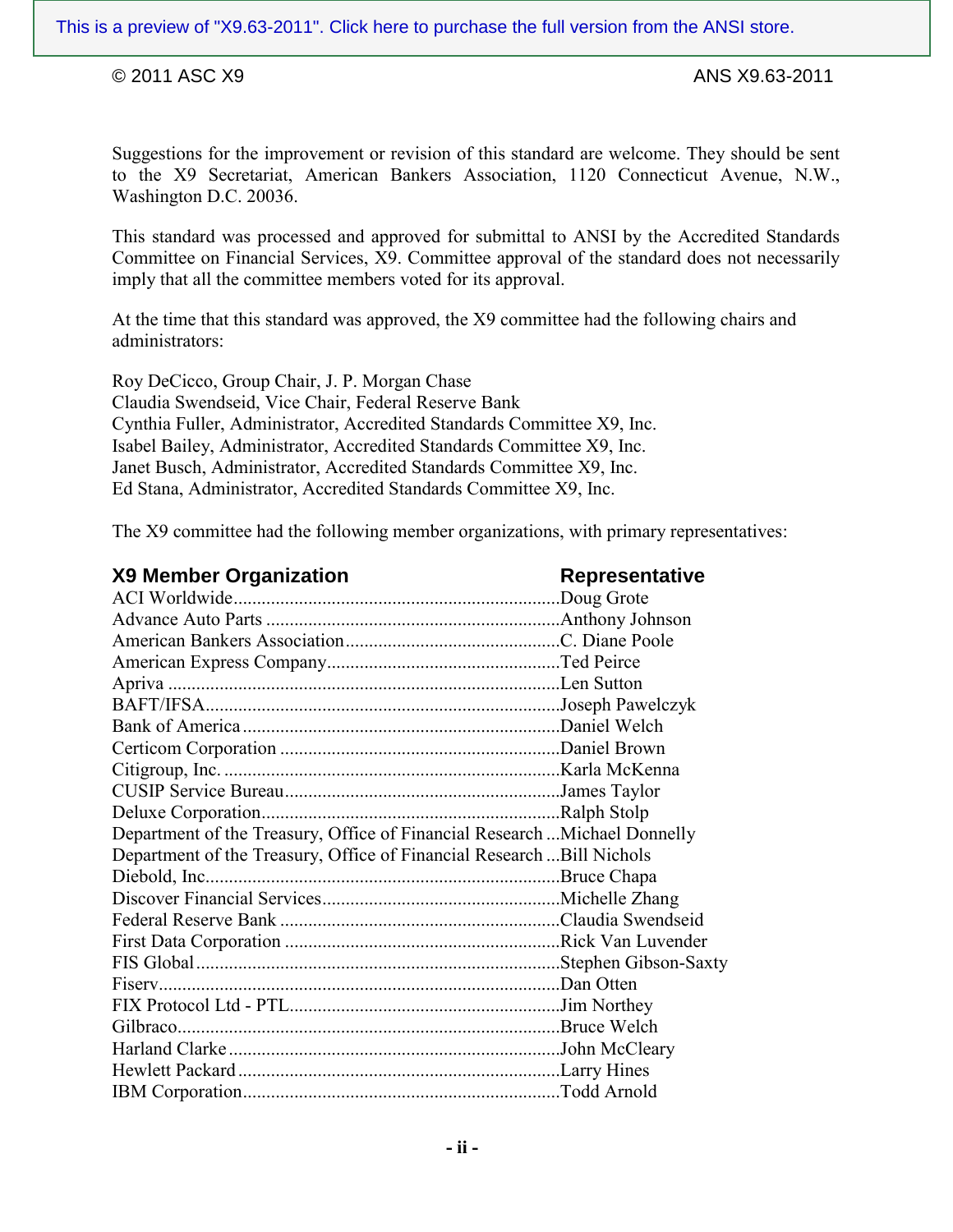Suggestions for the improvement or revision of this standard are welcome. They should be sent to the X9 Secretariat, American Bankers Association, 1120 Connecticut Avenue, N.W., Washington D.C. 20036.

This standard was processed and approved for submittal to ANSI by the Accredited Standards Committee on Financial Services, X9. Committee approval of the standard does not necessarily imply that all the committee members voted for its approval.

At the time that this standard was approved, the X9 committee had the following chairs and administrators:

Roy DeCicco, Group Chair, J. P. Morgan Chase
Claudia Swendseid, Vice Chair, Federal Reserve Bank
Cynthia Fuller, Administrator, Accredited Standards Committee X9, Inc.
Isabel Bailey, Administrator, Accredited Standards Committee X9, Inc.
Janet Busch, Administrator, Accredited Standards Committee X9, Inc.
Ed Stana, Administrator, Accredited Standards Committee X9, Inc.

The X9 committee had the following member organizations, with primary representatives:

| X9 Member Organization | Representative |
|---|---|
| ACI Worldwide | Doug Grote |
| Advance Auto Parts | Anthony Johnson |
| American Bankers Association | C. Diane Poole |
| American Express Company | Ted Peirce |
| Apriva | Len Sutton |
| BAFT/IFSA | Joseph Pawelczyk |
| Bank of America | Daniel Welch |
| Certicom Corporation | Daniel Brown |
| Citigroup, Inc. | Karla McKenna |
| CUSIP Service Bureau | James Taylor |
| Deluxe Corporation | Ralph Stolp |
| Department of the Treasury, Office of Financial Research | Michael Donnelly |
| Department of the Treasury, Office of Financial Research | Bill Nichols |
| Diebold, Inc. | Bruce Chapa |
| Discover Financial Services | Michelle Zhang |
| Federal Reserve Bank | Claudia Swendseid |
| First Data Corporation | Rick Van Luvender |
| FIS Global | Stephen Gibson-Saxty |
| Fiserv | Dan Otten |
| FIX Protocol Ltd - PTL | Jim Northey |
| Gilbraco | Bruce Welch |
| Harland Clarke | John McCleary |
| Hewlett Packard | Larry Hines |
| IBM Corporation | Todd Arnold |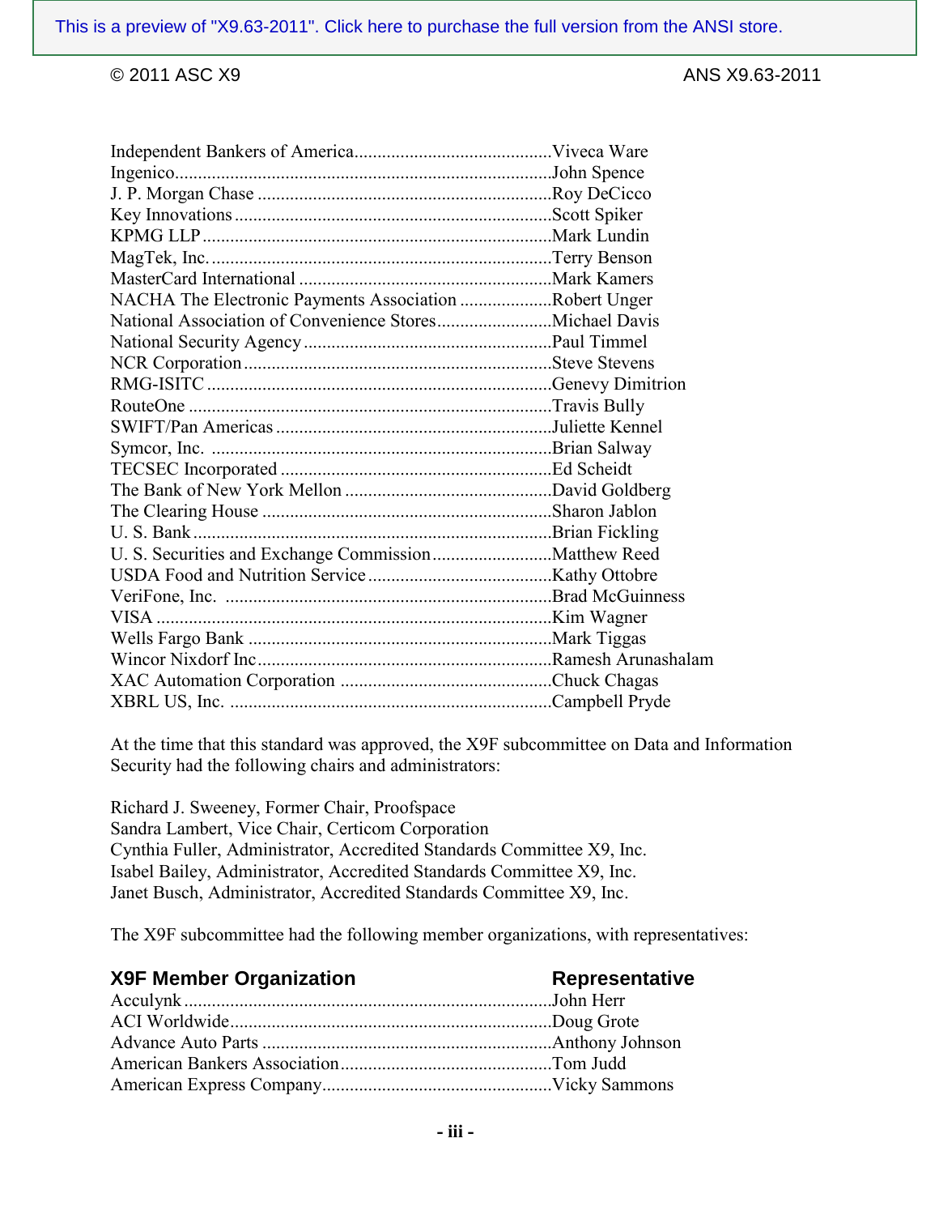Independent Bankers of America..........................................Viveca Ware
Ingenico.................................................................................John Spence
J. P. Morgan Chase ...............................................................Roy DeCicco
Key Innovations ....................................................................Scott Spiker
KPMG LLP ...........................................................................Mark Lundin
MagTek, Inc. .........................................................................Terry Benson
MasterCard International ......................................................Mark Kamers
NACHA The Electronic Payments Association ...................Robert Unger
National Association of Convenience Stores.........................Michael Davis
National Security Agency .....................................................Paul Timmel
NCR Corporation ..................................................................Steve Stevens
RMG-ISITC ..........................................................................Genevy Dimitrion
RouteOne ..............................................................................Travis Bully
SWIFT/Pan Americas ...........................................................Juliette Kennel
Symcor, Inc. .........................................................................Brian Salway
TECSEC Incorporated ..........................................................Ed Scheidt
The Bank of New York Mellon ............................................David Goldberg
The Clearing House ..............................................................Sharon Jablon
U. S. Bank .............................................................................Brian Fickling
U. S. Securities and Exchange Commission..........................Matthew Reed
USDA Food and Nutrition Service ........................................Kathy Ottobre
VeriFone, Inc. ......................................................................Brad McGuinness
VISA .....................................................................................Kim Wagner
Wells Fargo Bank .................................................................Mark Tiggas
Wincor Nixdorf Inc ...............................................................Ramesh Arunashalam
XAC Automation Corporation .............................................Chuck Chagas
XBRL US, Inc. .....................................................................Campbell Pryde

At the time that this standard was approved, the X9F subcommittee on Data and Information Security had the following chairs and administrators:

Richard J. Sweeney, Former Chair, Proofspace
Sandra Lambert, Vice Chair, Certicom Corporation
Cynthia Fuller, Administrator, Accredited Standards Committee X9, Inc.
Isabel Bailey, Administrator, Accredited Standards Committee X9, Inc.
Janet Busch, Administrator, Accredited Standards Committee X9, Inc.

The X9F subcommittee had the following member organizations, with representatives:

**X9F Member Organization** **Representative**

Acculynk ...............................................................................John Herr
ACI Worldwide.....................................................................Doug Grote
Advance Auto Parts ..............................................................Anthony Johnson
American Bankers Association.............................................Tom Judd
American Express Company.................................................Vicky Sammons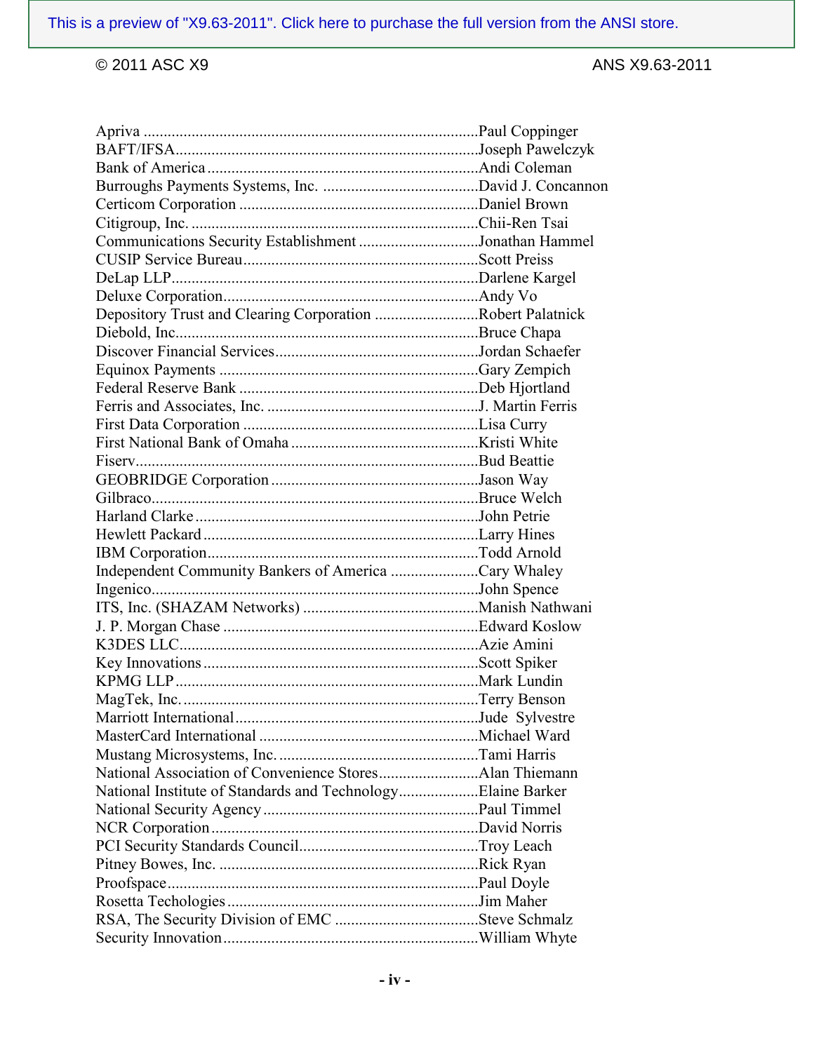| | |
|---|---|
| Apriva | Paul Coppinger |
| BAFT/IFSA | Joseph Pawelczyk |
| Bank of America | Andi Coleman |
| Burroughs Payments Systems, Inc. | David J. Concannon |
| Certicom Corporation | Daniel Brown |
| Citigroup, Inc. | Chii-Ren Tsai |
| Communications Security Establishment | Jonathan Hammel |
| CUSIP Service Bureau | Scott Preiss |
| DeLap LLP | Darlene Kargel |
| Deluxe Corporation | Andy Vo |
| Depository Trust and Clearing Corporation | Robert Palatnick |
| Diebold, Inc. | Bruce Chapa |
| Discover Financial Services | Jordan Schaefer |
| Equinox Payments | Gary Zempich |
| Federal Reserve Bank | Deb Hjortland |
| Ferris and Associates, Inc. | J. Martin Ferris |
| First Data Corporation | Lisa Curry |
| First National Bank of Omaha | Kristi White |
| Fiserv | Bud Beattie |
| GEOBRIDGE Corporation | Jason Way |
| Gilbraco | Bruce Welch |
| Harland Clarke | John Petrie |
| Hewlett Packard | Larry Hines |
| IBM Corporation | Todd Arnold |
| Independent Community Bankers of America | Cary Whaley |
| Ingenico | John Spence |
| ITS, Inc. (SHAZAM Networks) | Manish Nathwani |
| J. P. Morgan Chase | Edward Koslow |
| K3DES LLC | Azie Amini |
| Key Innovations | Scott Spiker |
| KPMG LLP | Mark Lundin |
| MagTek, Inc. | Terry Benson |
| Marriott International | Jude Sylvestre |
| MasterCard International | Michael Ward |
| Mustang Microsystems, Inc. | Tami Harris |
| National Association of Convenience Stores | Alan Thiemann |
| National Institute of Standards and Technology | Elaine Barker |
| National Security Agency | Paul Timmel |
| NCR Corporation | David Norris |
| PCI Security Standards Council | Troy Leach |
| Pitney Bowes, Inc. | Rick Ryan |
| Proofspace | Paul Doyle |
| Rosetta Techologies | Jim Maher |
| RSA, The Security Division of EMC | Steve Schmalz |
| Security Innovation | William Whyte |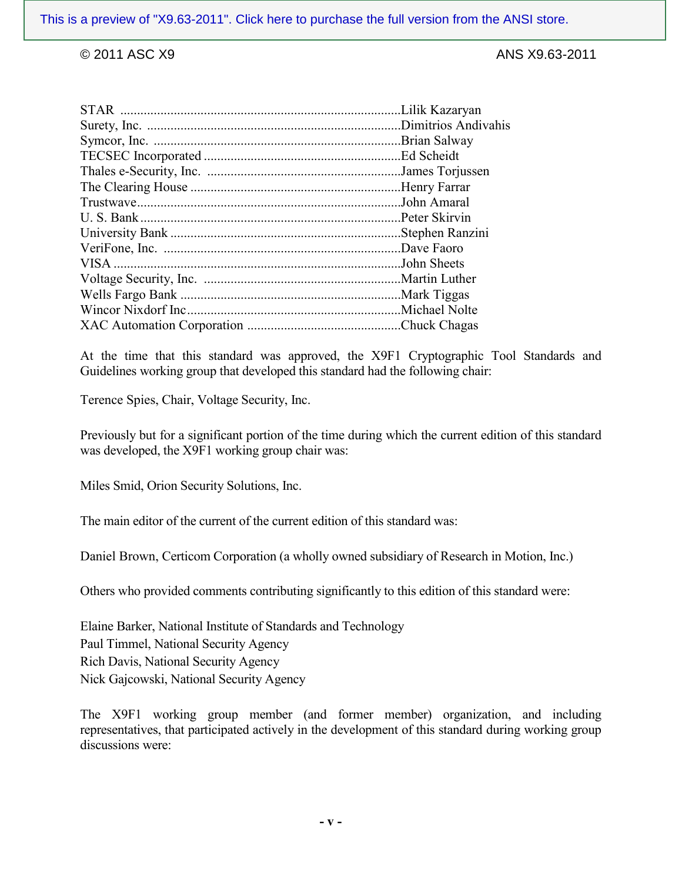| | |
|---|---|
| STAR | Lilik Kazaryan |
| Surety, Inc. | Dimitrios Andivahis |
| Symcor, Inc. | Brian Salway |
| TECSEC Incorporated | Ed Scheidt |
| Thales e-Security, Inc. | James Torjussen |
| The Clearing House | Henry Farrar |
| Trustwave | John Amaral |
| U. S. Bank | Peter Skirvin |
| University Bank | Stephen Ranzini |
| VeriFone, Inc. | Dave Faoro |
| VISA | John Sheets |
| Voltage Security, Inc. | Martin Luther |
| Wells Fargo Bank | Mark Tiggas |
| Wincor Nixdorf Inc | Michael Nolte |
| XAC Automation Corporation | Chuck Chagas |

At the time that this standard was approved, the X9F1 Cryptographic Tool Standards and Guidelines working group that developed this standard had the following chair:

Terence Spies, Chair, Voltage Security, Inc.

Previously but for a significant portion of the time during which the current edition of this standard was developed, the X9F1 working group chair was:

Miles Smid, Orion Security Solutions, Inc.

The main editor of the current of the current edition of this standard was:

Daniel Brown, Certicom Corporation (a wholly owned subsidiary of Research in Motion, Inc.)

Others who provided comments contributing significantly to this edition of this standard were:

Elaine Barker, National Institute of Standards and Technology
Paul Timmel, National Security Agency
Rich Davis, National Security Agency
Nick Gajcowski, National Security Agency

The X9F1 working group member (and former member) organization, and including representatives, that participated actively in the development of this standard during working group discussions were: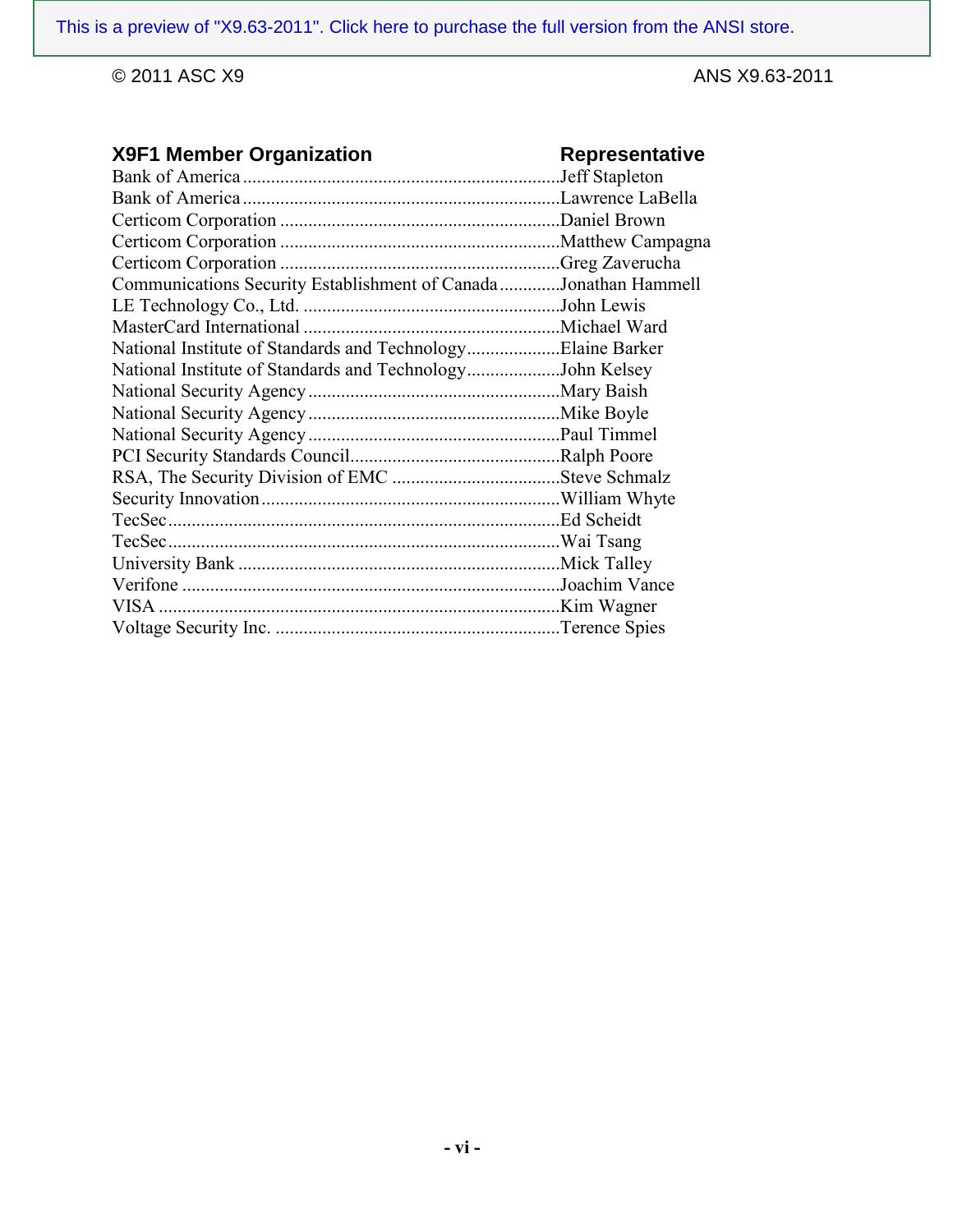| X9F1 Member Organization | Representative |
| --- | --- |
| Bank of America | Jeff Stapleton |
| Bank of America | Lawrence LaBella |
| Certicom Corporation | Daniel Brown |
| Certicom Corporation | Matthew Campagna |
| Certicom Corporation | Greg Zaverucha |
| Communications Security Establishment of Canada | Jonathan Hammell |
| LE Technology Co., Ltd. | John Lewis |
| MasterCard International | Michael Ward |
| National Institute of Standards and Technology | Elaine Barker |
| National Institute of Standards and Technology | John Kelsey |
| National Security Agency | Mary Baish |
| National Security Agency | Mike Boyle |
| National Security Agency | Paul Timmel |
| PCI Security Standards Council | Ralph Poore |
| RSA, The Security Division of EMC | Steve Schmalz |
| Security Innovation | William Whyte |
| TecSec | Ed Scheidt |
| TecSec | Wai Tsang |
| University Bank | Mick Talley |
| Verifone | Joachim Vance |
| VISA | Kim Wagner |
| Voltage Security Inc. | Terence Spies |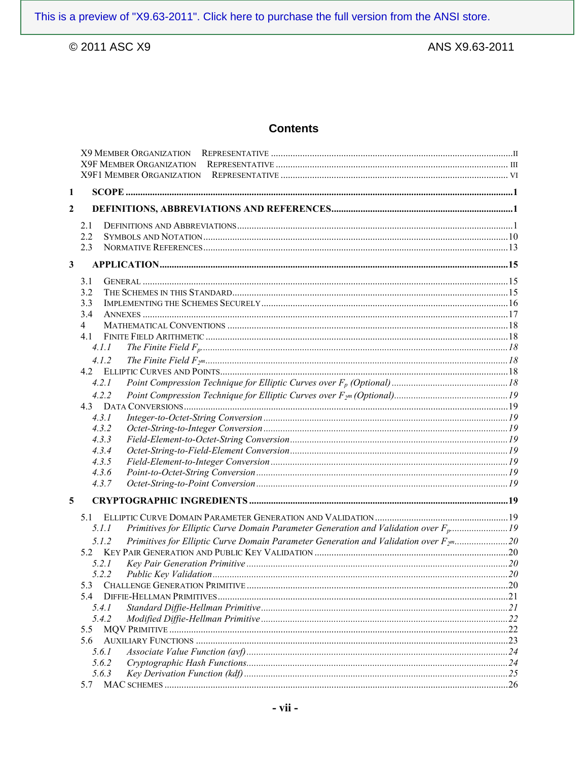# Contents

X9 Member Organization Representative .....II
X9F Member Organization Representative ..... III
X9F1 Member Organization Representative ..... VI

**1 SCOPE .....1**

**2 DEFINITIONS, ABBREVIATIONS AND REFERENCES.....1**

2.1 Definitions and Abbreviations .....1
2.2 Symbols and Notation .....10
2.3 Normative References .....13

**3 APPLICATION .....15**

3.1 General .....15
3.2 The Schemes in this Standard .....15
3.3 Implementing the Schemes Securely .....16
3.4 Annexes .....17
4 Mathematical Conventions .....18
4.1 Finite Field Arithmetic .....18
*4.1.1 The Finite Field $F_p$ .....18*
*4.1.2 The Finite Field $F_{2^m}$ .....18*
4.2 Elliptic Curves and Points .....18
*4.2.1 Point Compression Technique for Elliptic Curves over $F_p$ (Optional) .....18*
*4.2.2 Point Compression Technique for Elliptic Curves over $F_{2^m}$ (Optional) .....19*
4.3 Data Conversions .....19
*4.3.1 Integer-to-Octet-String Conversion .....19*
*4.3.2 Octet-String-to-Integer Conversion .....19*
*4.3.3 Field-Element-to-Octet-String Conversion .....19*
*4.3.4 Octet-String-to-Field-Element Conversion .....19*
*4.3.5 Field-Element-to-Integer Conversion .....19*
*4.3.6 Point-to-Octet-String Conversion .....19*
*4.3.7 Octet-String-to-Point Conversion .....19*

**5 CRYPTOGRAPHIC INGREDIENTS .....19**

5.1 Elliptic Curve Domain Parameter Generation and Validation .....19
*5.1.1 Primitives for Elliptic Curve Domain Parameter Generation and Validation over $F_p$ .....19*
*5.1.2 Primitives for Elliptic Curve Domain Parameter Generation and Validation over $F_{2^m}$ .....20*
5.2 Key Pair Generation and Public Key Validation .....20
*5.2.1 Key Pair Generation Primitive .....20*
*5.2.2 Public Key Validation .....20*
5.3 Challenge Generation Primitive .....20
5.4 Diffie-Hellman Primitives .....21
*5.4.1 Standard Diffie-Hellman Primitive .....21*
*5.4.2 Modified Diffie-Hellman Primitive .....22*
5.5 MQV Primitive .....22
5.6 Auxiliary Functions .....23
*5.6.1 Associate Value Function (avf) .....24*
*5.6.2 Cryptographic Hash Functions .....24*
*5.6.3 Key Derivation Function (kdf) .....25*
5.7 MAC schemes .....26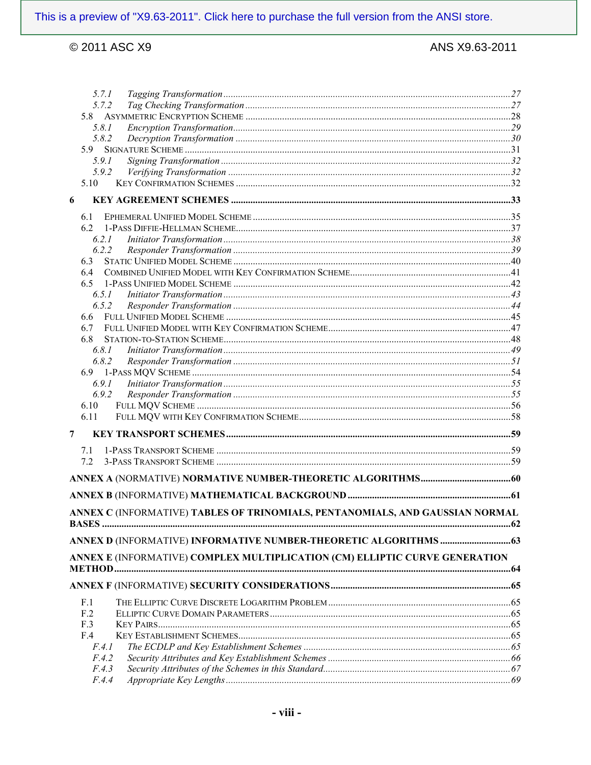5.7.1 *Tagging Transformation* ........ 27
5.7.2 *Tag Checking Transformation* ........ 27
5.8 Asymmetric Encryption Scheme ........ 28
5.8.1 *Encryption Transformation* ........ 29
5.8.2 *Decryption Transformation* ........ 30
5.9 Signature Scheme ........ 31
5.9.1 *Signing Transformation* ........ 32
5.9.2 *Verifying Transformation* ........ 32
5.10 Key Confirmation Schemes ........ 32

**6 KEY AGREEMENT SCHEMES** ........ **33**

6.1 Ephemeral Unified Model Scheme ........ 35
6.2 1-Pass Diffie-Hellman Scheme ........ 37
6.2.1 *Initiator Transformation* ........ 38
6.2.2 *Responder Transformation* ........ 39
6.3 Static Unified Model Scheme ........ 40
6.4 Combined Unified Model with Key Confirmation Scheme ........ 41
6.5 1-Pass Unified Model Scheme ........ 42
6.5.1 *Initiator Transformation* ........ 43
6.5.2 *Responder Transformation* ........ 44
6.6 Full Unified Model Scheme ........ 45
6.7 Full Unified Model with Key Confirmation Scheme ........ 47
6.8 Station-to-Station Scheme ........ 48
6.8.1 *Initiator Transformation* ........ 49
6.8.2 *Responder Transformation* ........ 51
6.9 1-Pass MQV Scheme ........ 54
6.9.1 *Initiator Transformation* ........ 55
6.9.2 *Responder Transformation* ........ 55
6.10 Full MQV Scheme ........ 56
6.11 Full MQV with Key Confirmation Scheme ........ 58

**7 KEY TRANSPORT SCHEMES** ........ **59**

7.1 1-Pass Transport Scheme ........ 59
7.2 3-Pass Transport Scheme ........ 59

**ANNEX A** (NORMATIVE) **NORMATIVE NUMBER-THEORETIC ALGORITHMS** ........ **60**

**ANNEX B** (INFORMATIVE) **MATHEMATICAL BACKGROUND** ........ **61**

**ANNEX C** (INFORMATIVE) **TABLES OF TRINOMIALS, PENTANOMIALS, AND GAUSSIAN NORMAL BASES** ........ **62**

**ANNEX D** (INFORMATIVE) **INFORMATIVE NUMBER-THEORETIC ALGORITHMS** ........ **63**

**ANNEX E** (INFORMATIVE) **COMPLEX MULTIPLICATION (CM) ELLIPTIC CURVE GENERATION METHOD** ........ **64**

**ANNEX F** (INFORMATIVE) **SECURITY CONSIDERATIONS** ........ **65**

F.1 The Elliptic Curve Discrete Logarithm Problem ........ 65
F.2 Elliptic Curve Domain Parameters ........ 65
F.3 Key Pairs ........ 65
F.4 Key Establishment Schemes ........ 65
F.4.1 *The ECDLP and Key Establishment Schemes* ........ 65
F.4.2 *Security Attributes and Key Establishment Schemes* ........ 66
F.4.3 *Security Attributes of the Schemes in this Standard* ........ 67
F.4.4 *Appropriate Key Lengths* ........ 69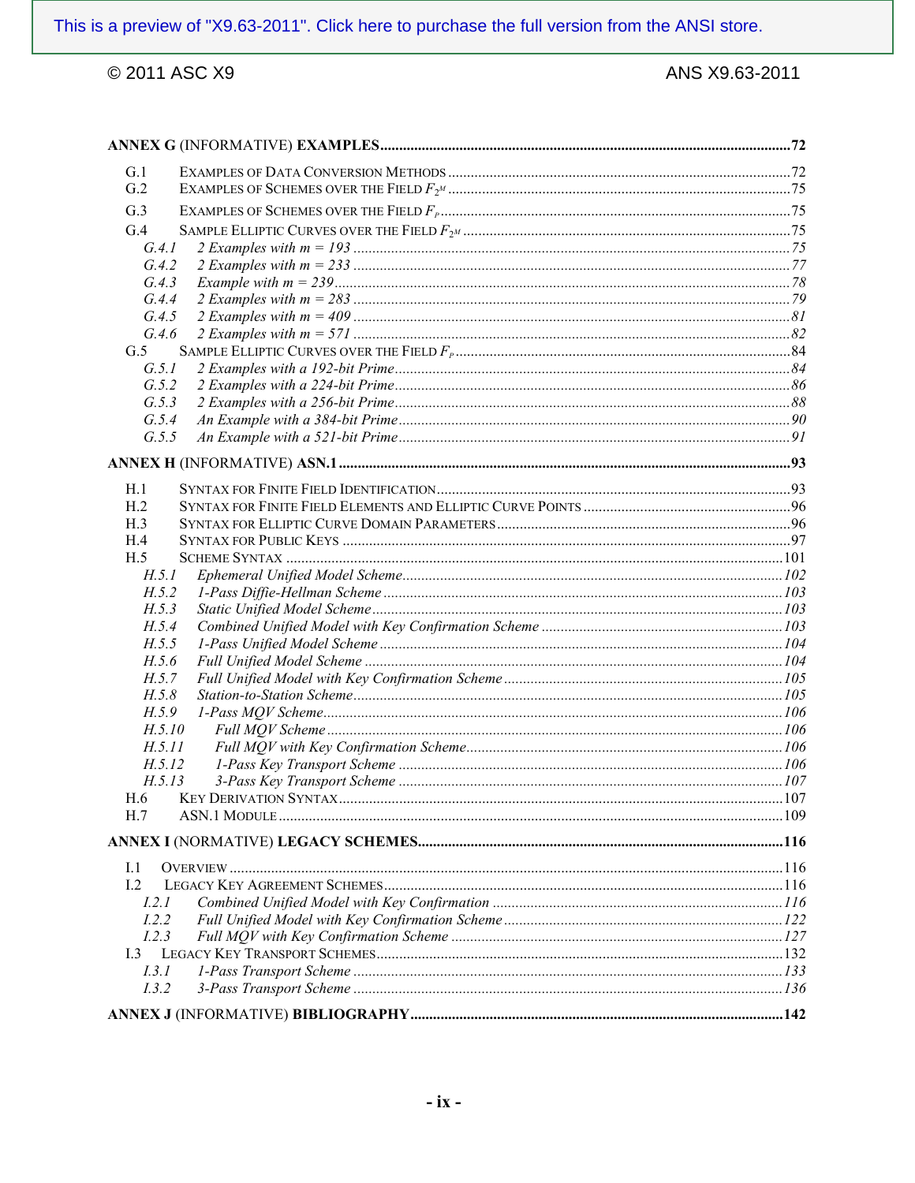This is a preview of "X9.63-2011". Click here to purchase the full version from the ANSI store.

**ANNEX G** (INFORMATIVE) **EXAMPLES** .......... 72

- G.1 EXAMPLES OF DATA CONVERSION METHODS .......... 72
- G.2 EXAMPLES OF SCHEMES OVER THE FIELD $F_{2^M}$ .......... 75
- G.3 EXAMPLES OF SCHEMES OVER THE FIELD $F_p$ .......... 75
- G.4 SAMPLE ELLIPTIC CURVES OVER THE FIELD $F_{2^M}$ .......... 75
  - *G.4.1 2 Examples with m = 193* .......... 75
  - *G.4.2 2 Examples with m = 233* .......... 77
  - *G.4.3 Example with m = 239* .......... 78
  - *G.4.4 2 Examples with m = 283* .......... 79
  - *G.4.5 2 Examples with m = 409* .......... 81
  - *G.4.6 2 Examples with m = 571* .......... 82
- G.5 SAMPLE ELLIPTIC CURVES OVER THE FIELD $F_p$ .......... 84
  - *G.5.1 2 Examples with a 192-bit Prime* .......... 84
  - *G.5.2 2 Examples with a 224-bit Prime* .......... 86
  - *G.5.3 2 Examples with a 256-bit Prime* .......... 88
  - *G.5.4 An Example with a 384-bit Prime* .......... 90
  - *G.5.5 An Example with a 521-bit Prime* .......... 91

**ANNEX H** (INFORMATIVE) **ASN.1** .......... 93

- H.1 SYNTAX FOR FINITE FIELD IDENTIFICATION .......... 93
- H.2 SYNTAX FOR FINITE FIELD ELEMENTS AND ELLIPTIC CURVE POINTS .......... 96
- H.3 SYNTAX FOR ELLIPTIC CURVE DOMAIN PARAMETERS .......... 96
- H.4 SYNTAX FOR PUBLIC KEYS .......... 97
- H.5 SCHEME SYNTAX .......... 101
  - *H.5.1 Ephemeral Unified Model Scheme* .......... 102
  - *H.5.2 1-Pass Diffie-Hellman Scheme* .......... 103
  - *H.5.3 Static Unified Model Scheme* .......... 103
  - *H.5.4 Combined Unified Model with Key Confirmation Scheme* .......... 103
  - *H.5.5 1-Pass Unified Model Scheme* .......... 104
  - *H.5.6 Full Unified Model Scheme* .......... 104
  - *H.5.7 Full Unified Model with Key Confirmation Scheme* .......... 105
  - *H.5.8 Station-to-Station Scheme* .......... 105
  - *H.5.9 1-Pass MQV Scheme* .......... 106
  - *H.5.10 Full MQV Scheme* .......... 106
  - *H.5.11 Full MQV with Key Confirmation Scheme* .......... 106
  - *H.5.12 1-Pass Key Transport Scheme* .......... 106
  - *H.5.13 3-Pass Key Transport Scheme* .......... 107
- H.6 KEY DERIVATION SYNTAX .......... 107
- H.7 ASN.1 MODULE .......... 109

**ANNEX I** (NORMATIVE) **LEGACY SCHEMES** .......... 116

- I.1 OVERVIEW .......... 116
- I.2 LEGACY KEY AGREEMENT SCHEMES .......... 116
  - *I.2.1 Combined Unified Model with Key Confirmation* .......... 116
  - *I.2.2 Full Unified Model with Key Confirmation Scheme* .......... 122
  - *I.2.3 Full MQV with Key Confirmation Scheme* .......... 127
- I.3 LEGACY KEY TRANSPORT SCHEMES .......... 132
  - *I.3.1 1-Pass Transport Scheme* .......... 133
  - *I.3.2 3-Pass Transport Scheme* .......... 136

**ANNEX J** (INFORMATIVE) **BIBLIOGRAPHY** .......... 142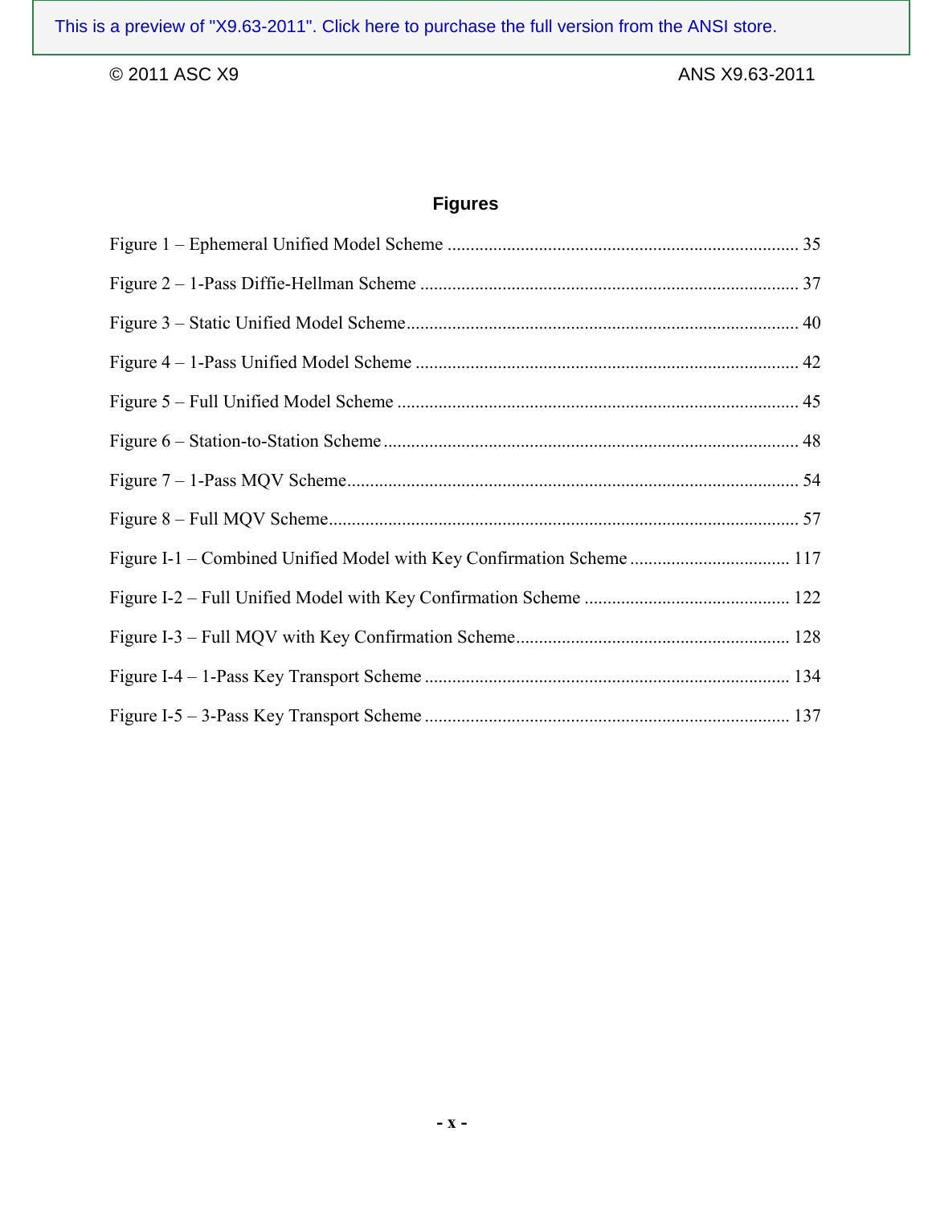# Figures

Figure 1 – Ephemeral Unified Model Scheme ........................................................................... 35

Figure 2 – 1-Pass Diffie-Hellman Scheme ................................................................................. 37

Figure 3 – Static Unified Model Scheme.................................................................................... 40

Figure 4 – 1-Pass Unified Model Scheme .................................................................................. 42

Figure 5 – Full Unified Model Scheme ...................................................................................... 45

Figure 6 – Station-to-Station Scheme......................................................................................... 48

Figure 7 – 1-Pass MQV Scheme................................................................................................. 54

Figure 8 – Full MQV Scheme..................................................................................................... 57

Figure I-1 – Combined Unified Model with Key Confirmation Scheme .................................. 117

Figure I-2 – Full Unified Model with Key Confirmation Scheme ............................................ 122

Figure I-3 – Full MQV with Key Confirmation Scheme........................................................... 128

Figure I-4 – 1-Pass Key Transport Scheme ............................................................................... 134

Figure I-5 – 3-Pass Key Transport Scheme ............................................................................... 137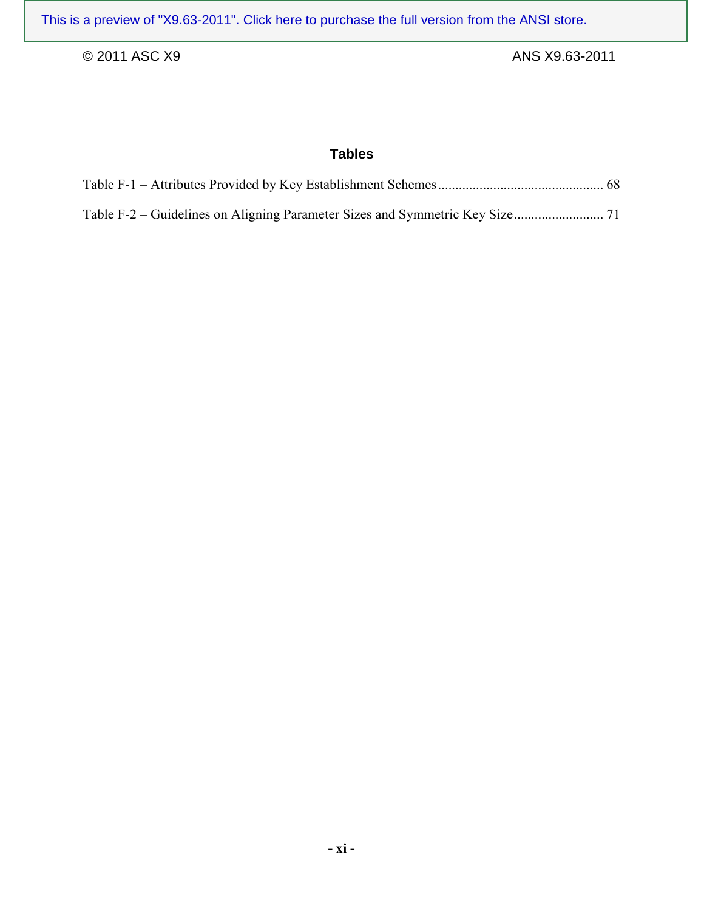## Tables

Table F-1 – Attributes Provided by Key Establishment Schemes ............................................... 68

Table F-2 – Guidelines on Aligning Parameter Sizes and Symmetric Key Size .......................... 71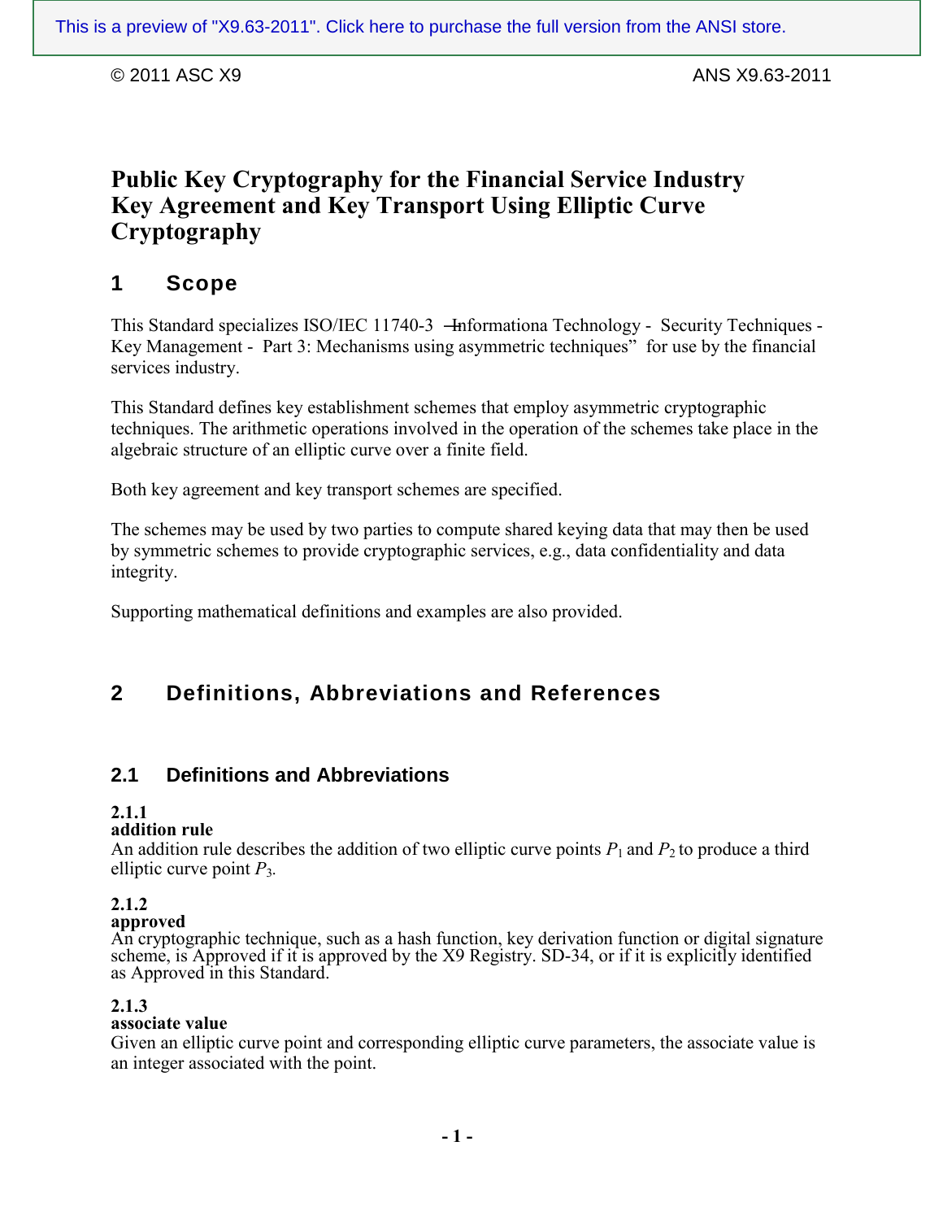# Public Key Cryptography for the Financial Service Industry Key Agreement and Key Transport Using Elliptic Curve Cryptography

## 1 Scope

This Standard specializes ISO/IEC 11740-3 —Informationa Technology - Security Techniques - Key Management - Part 3: Mechanisms using asymmetric techniques" for use by the financial services industry.

This Standard defines key establishment schemes that employ asymmetric cryptographic techniques. The arithmetic operations involved in the operation of the schemes take place in the algebraic structure of an elliptic curve over a finite field.

Both key agreement and key transport schemes are specified.

The schemes may be used by two parties to compute shared keying data that may then be used by symmetric schemes to provide cryptographic services, e.g., data confidentiality and data integrity.

Supporting mathematical definitions and examples are also provided.

## 2 Definitions, Abbreviations and References

### 2.1 Definitions and Abbreviations

**2.1.1**
**addition rule**
An addition rule describes the addition of two elliptic curve points $P_1$ and $P_2$ to produce a third elliptic curve point $P_3$.

**2.1.2**
**approved**
An cryptographic technique, such as a hash function, key derivation function or digital signature scheme, is Approved if it is approved by the X9 Registry. SD-34, or if it is explicitly identified as Approved in this Standard.

**2.1.3**
**associate value**
Given an elliptic curve point and corresponding elliptic curve parameters, the associate value is an integer associated with the point.